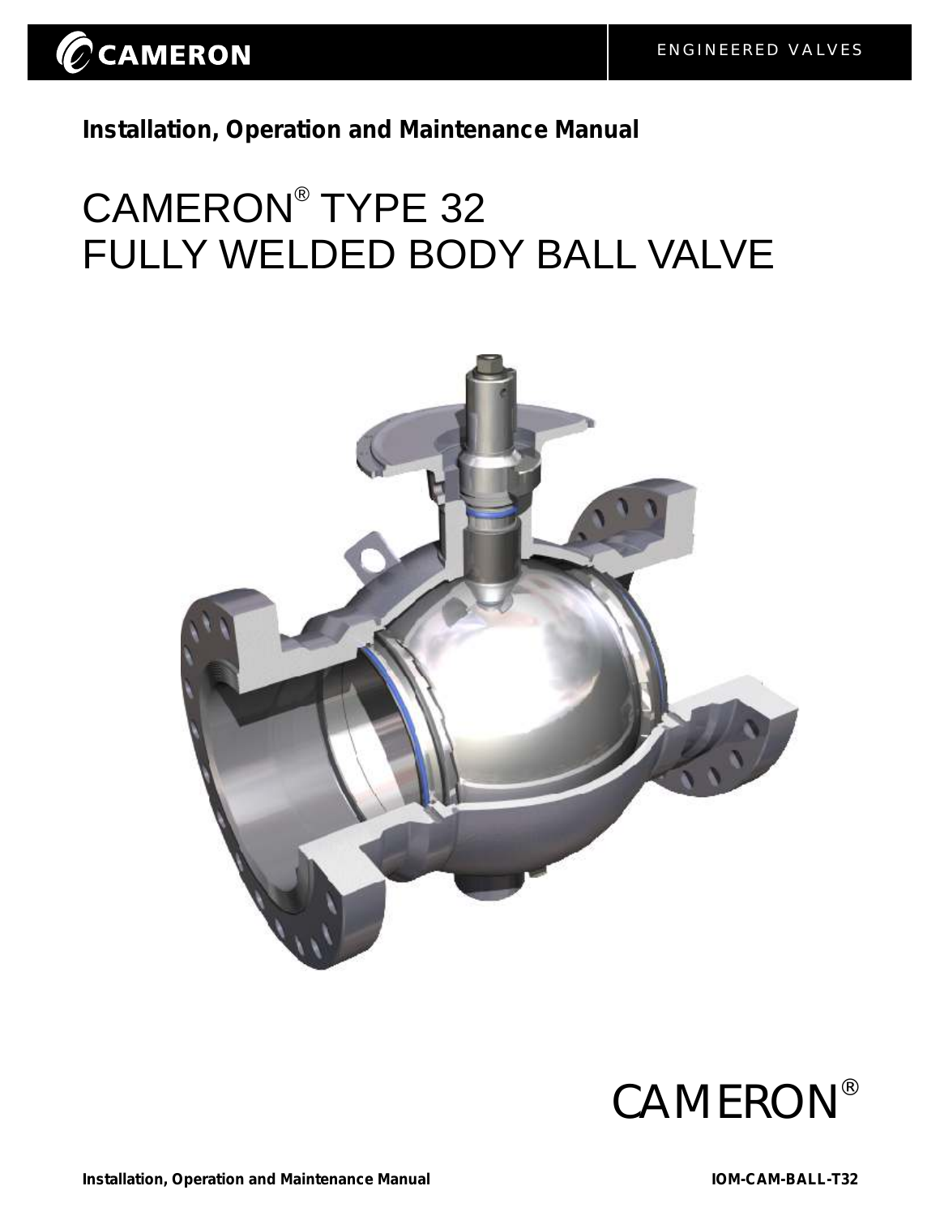CAMERON

ENGINEERED VALVES

**Installation, Operation and Maintenance Manual**

# CAMERON® TYPE 32 FULLY WELDED BODY BALL VALVE

CAMERON®

**Installation, Operation and Maintenance Manual** **IOM-CAM-BALL-T32**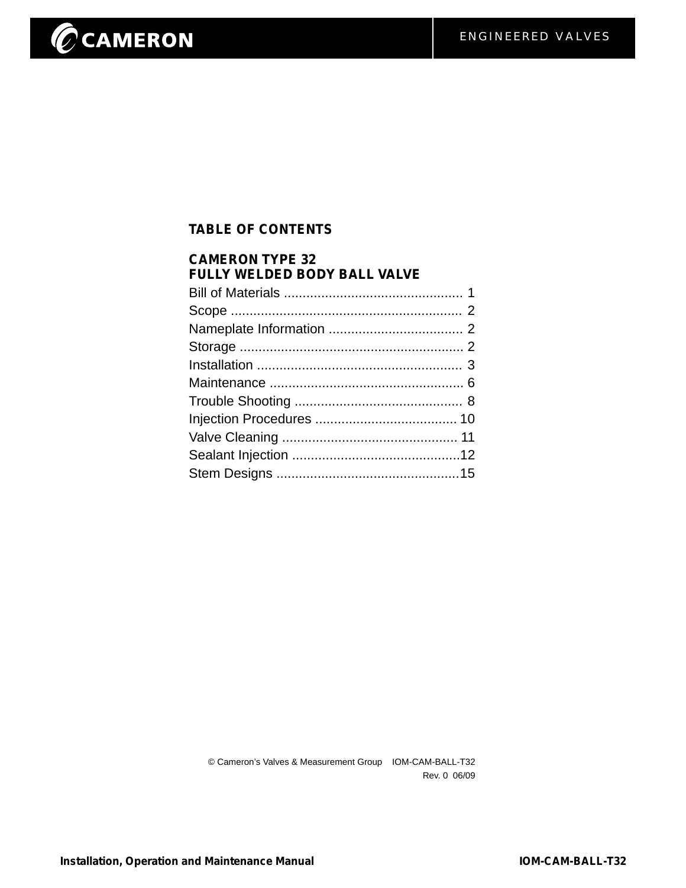## TABLE OF CONTENTS

### CAMERON TYPE 32
### FULLY WELDED BODY BALL VALVE

Bill of Materials ................................................ 1
Scope ............................................................. 2
Nameplate Information .................................... 2
Storage ........................................................... 2
Installation ...................................................... 3
Maintenance .................................................... 6
Trouble Shooting ............................................. 8
Injection Procedures ...................................... 10
Valve Cleaning ............................................... 11
Sealant Injection .............................................12
Stem Designs .................................................15

© Cameron's Valves & Measurement Group IOM-CAM-BALL-T32
Rev. 0 06/09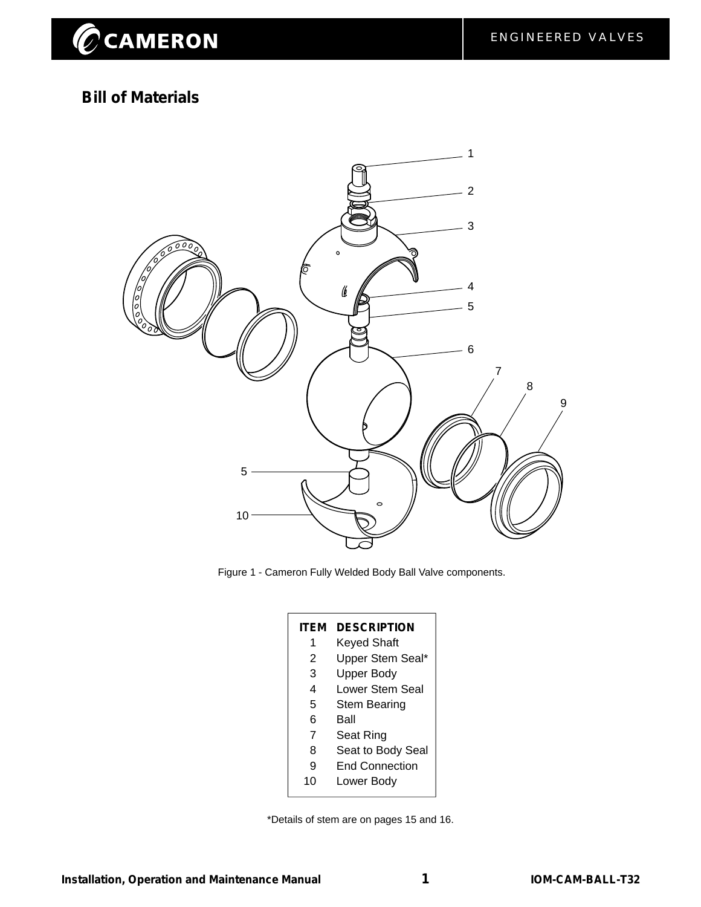## Bill of Materials

Figure 1 - Cameron Fully Welded Body Ball Valve components.

| ITEM | DESCRIPTION |
|---|---|
| 1 | Keyed Shaft |
| 2 | Upper Stem Seal* |
| 3 | Upper Body |
| 4 | Lower Stem Seal |
| 5 | Stem Bearing |
| 6 | Ball |
| 7 | Seat Ring |
| 8 | Seat to Body Seal |
| 9 | End Connection |
| 10 | Lower Body |

*Details of stem are on pages 15 and 16.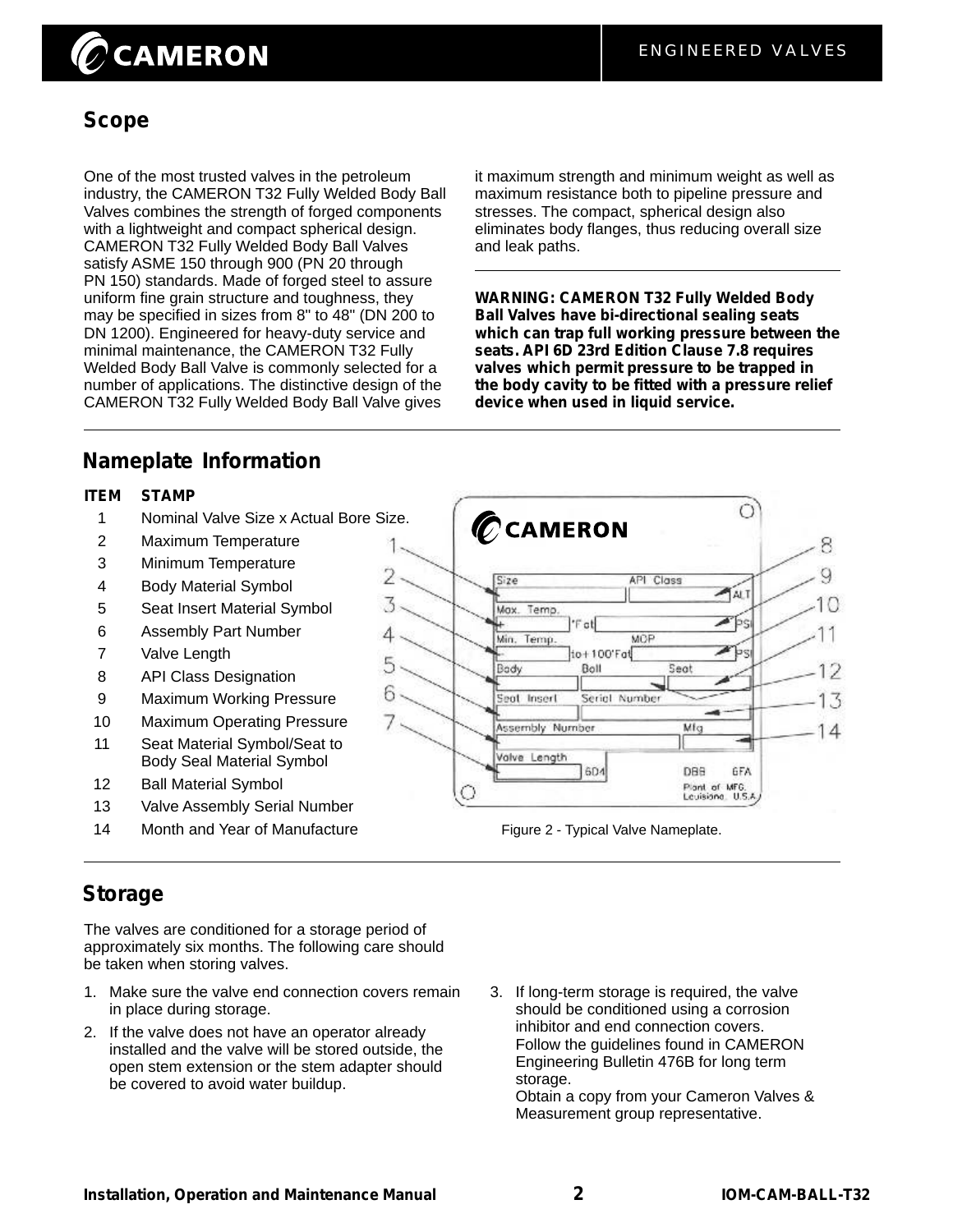## Scope

One of the most trusted valves in the petroleum industry, the CAMERON T32 Fully Welded Body Ball Valves combines the strength of forged components with a lightweight and compact spherical design. CAMERON T32 Fully Welded Body Ball Valves satisfy ASME 150 through 900 (PN 20 through PN 150) standards. Made of forged steel to assure uniform fine grain structure and toughness, they may be specified in sizes from 8" to 48" (DN 200 to DN 1200). Engineered for heavy-duty service and minimal maintenance, the CAMERON T32 Fully Welded Body Ball Valve is commonly selected for a number of applications. The distinctive design of the CAMERON T32 Fully Welded Body Ball Valve gives it maximum strength and minimum weight as well as maximum resistance both to pipeline pressure and stresses. The compact, spherical design also eliminates body flanges, thus reducing overall size and leak paths.

**WARNING: CAMERON T32 Fully Welded Body Ball Valves have bi-directional sealing seats which can trap full working pressure between the seats. API 6D 23rd Edition Clause 7.8 requires valves which permit pressure to be trapped in the body cavity to be fitted with a pressure relief device when used in liquid service.**

## Nameplate Information

| ITEM | STAMP |
|---|---|
| 1 | Nominal Valve Size x Actual Bore Size. |
| 2 | Maximum Temperature |
| 3 | Minimum Temperature |
| 4 | Body Material Symbol |
| 5 | Seat Insert Material Symbol |
| 6 | Assembly Part Number |
| 7 | Valve Length |
| 8 | API Class Designation |
| 9 | Maximum Working Pressure |
| 10 | Maximum Operating Pressure |
| 11 | Seat Material Symbol/Seat to Body Seal Material Symbol |
| 12 | Ball Material Symbol |
| 13 | Valve Assembly Serial Number |
| 14 | Month and Year of Manufacture |

Figure 2 - Typical Valve Nameplate.

## Storage

The valves are conditioned for a storage period of approximately six months. The following care should be taken when storing valves.

1. Make sure the valve end connection covers remain in place during storage.
2. If the valve does not have an operator already installed and the valve will be stored outside, the open stem extension or the stem adapter should be covered to avoid water buildup.
3. If long-term storage is required, the valve should be conditioned using a corrosion inhibitor and end connection covers. Follow the guidelines found in CAMERON Engineering Bulletin 476B for long term storage. Obtain a copy from your Cameron Valves & Measurement group representative.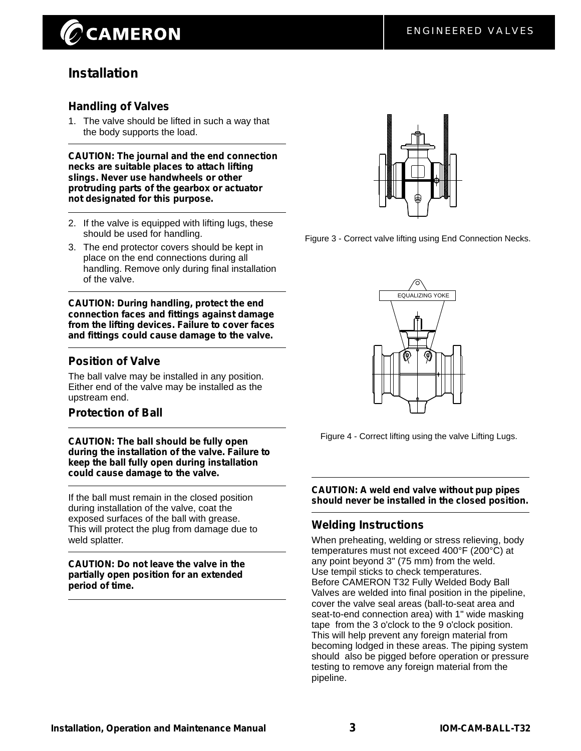# Installation

## Handling of Valves

1. The valve should be lifted in such a way that the body supports the load.

**CAUTION: The journal and the end connection necks are suitable places to attach lifting slings. Never use handwheels or other protruding parts of the gearbox or actuator not designated for this purpose.**

2. If the valve is equipped with lifting lugs, these should be used for handling.
3. The end protector covers should be kept in place on the end connections during all handling. Remove only during final installation of the valve.

**CAUTION: During handling, protect the end connection faces and fittings against damage from the lifting devices. Failure to cover faces and fittings could cause damage to the valve.**

## Position of Valve

The ball valve may be installed in any position. Either end of the valve may be installed as the upstream end.

## Protection of Ball

**CAUTION: The ball should be fully open during the installation of the valve. Failure to keep the ball fully open during installation could cause damage to the valve.**

If the ball must remain in the closed position during installation of the valve, coat the exposed surfaces of the ball with grease. This will protect the plug from damage due to weld splatter.

**CAUTION: Do not leave the valve in the partially open position for an extended period of time.**

Figure 3 - Correct valve lifting using End Connection Necks.

EQUALIZING YOKE

Figure 4 - Correct lifting using the valve Lifting Lugs.

**CAUTION: A weld end valve without pup pipes should never be installed in the closed position.**

## Welding Instructions

When preheating, welding or stress relieving, body temperatures must not exceed 400°F (200°C) at any point beyond 3" (75 mm) from the weld. Use tempil sticks to check temperatures. Before CAMERON T32 Fully Welded Body Ball Valves are welded into final position in the pipeline, cover the valve seal areas (ball-to-seat area and seat-to-end connection area) with 1" wide masking tape from the 3 o'clock to the 9 o'clock position. This will help prevent any foreign material from becoming lodged in these areas. The piping system should also be pigged before operation or pressure testing to remove any foreign material from the pipeline.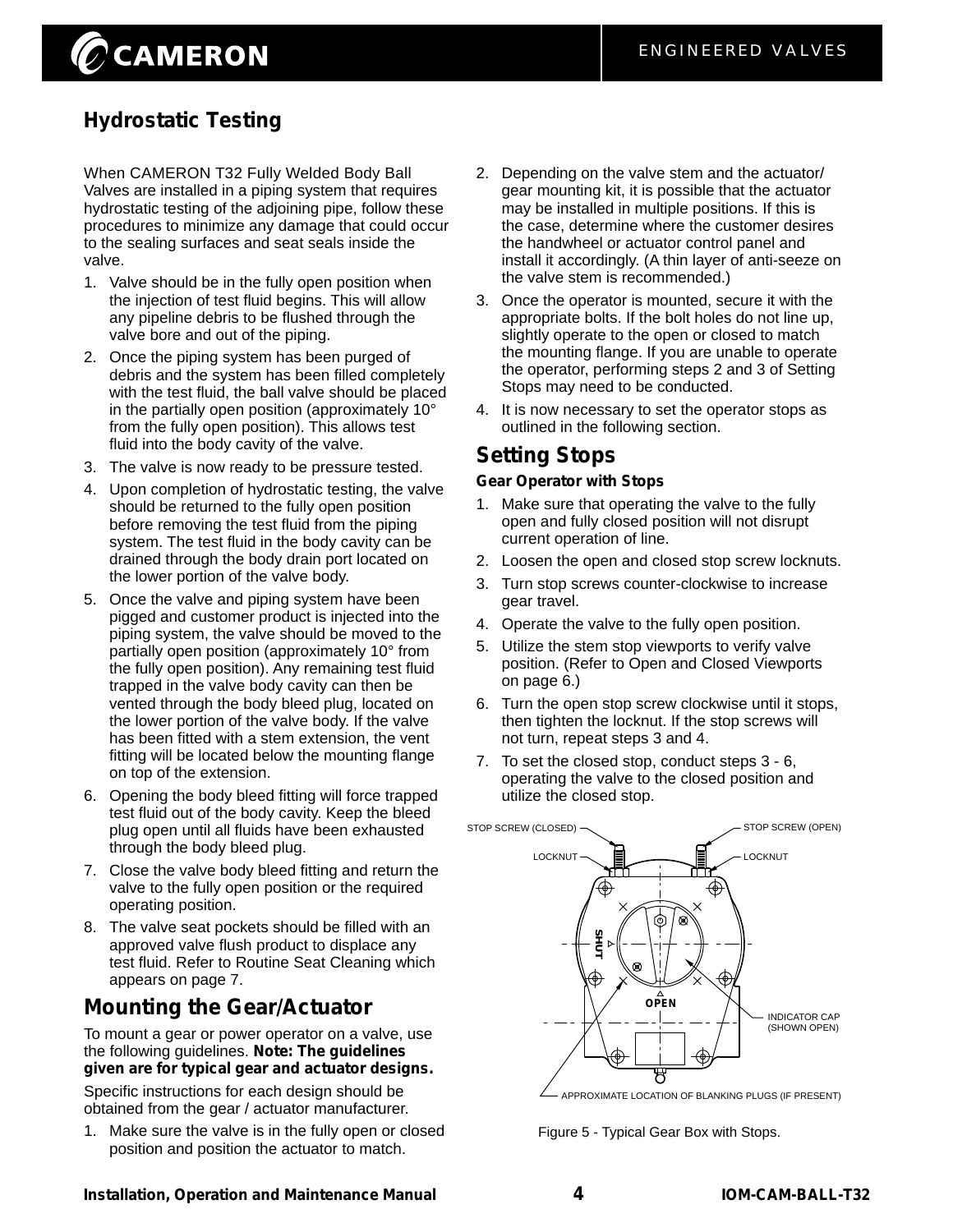## Hydrostatic Testing

When CAMERON T32 Fully Welded Body Ball Valves are installed in a piping system that requires hydrostatic testing of the adjoining pipe, follow these procedures to minimize any damage that could occur to the sealing surfaces and seat seals inside the valve.

1. Valve should be in the fully open position when the injection of test fluid begins. This will allow any pipeline debris to be flushed through the valve bore and out of the piping.
2. Once the piping system has been purged of debris and the system has been filled completely with the test fluid, the ball valve should be placed in the partially open position (approximately 10° from the fully open position). This allows test fluid into the body cavity of the valve.
3. The valve is now ready to be pressure tested.
4. Upon completion of hydrostatic testing, the valve should be returned to the fully open position before removing the test fluid from the piping system. The test fluid in the body cavity can be drained through the body drain port located on the lower portion of the valve body.
5. Once the valve and piping system have been pigged and customer product is injected into the piping system, the valve should be moved to the partially open position (approximately 10° from the fully open position). Any remaining test fluid trapped in the valve body cavity can then be vented through the body bleed plug, located on the lower portion of the valve body. If the valve has been fitted with a stem extension, the vent fitting will be located below the mounting flange on top of the extension.
6. Opening the body bleed fitting will force trapped test fluid out of the body cavity. Keep the bleed plug open until all fluids have been exhausted through the body bleed plug.
7. Close the valve body bleed fitting and return the valve to the fully open position or the required operating position.
8. The valve seat pockets should be filled with an approved valve flush product to displace any test fluid. Refer to Routine Seat Cleaning which appears on page 7.

## Mounting the Gear/Actuator

To mount a gear or power operator on a valve, use the following guidelines. **Note: The guidelines given are for typical gear and actuator designs.**

Specific instructions for each design should be obtained from the gear / actuator manufacturer.

1. Make sure the valve is in the fully open or closed position and position the actuator to match.
2. Depending on the valve stem and the actuator/gear mounting kit, it is possible that the actuator may be installed in multiple positions. If this is the case, determine where the customer desires the handwheel or actuator control panel and install it accordingly. (A thin layer of anti-seeze on the valve stem is recommended.)
3. Once the operator is mounted, secure it with the appropriate bolts. If the bolt holes do not line up, slightly operate to the open or closed to match the mounting flange. If you are unable to operate the operator, performing steps 2 and 3 of Setting Stops may need to be conducted.
4. It is now necessary to set the operator stops as outlined in the following section.

## Setting Stops

### Gear Operator with Stops

1. Make sure that operating the valve to the fully open and fully closed position will not disrupt current operation of line.
2. Loosen the open and closed stop screw locknuts.
3. Turn stop screws counter-clockwise to increase gear travel.
4. Operate the valve to the fully open position.
5. Utilize the stem stop viewports to verify valve position. (Refer to Open and Closed Viewports on page 6.)
6. Turn the open stop screw clockwise until it stops, then tighten the locknut. If the stop screws will not turn, repeat steps 3 and 4.
7. To set the closed stop, conduct steps 3 - 6, operating the valve to the closed position and utilize the closed stop.

STOP SCREW (CLOSED) · STOP SCREW (OPEN) · LOCKNUT · LOCKNUT · SHUT · OPEN · INDICATOR CAP (SHOWN OPEN) · APPROXIMATE LOCATION OF BLANKING PLUGS (IF PRESENT)

Figure 5 - Typical Gear Box with Stops.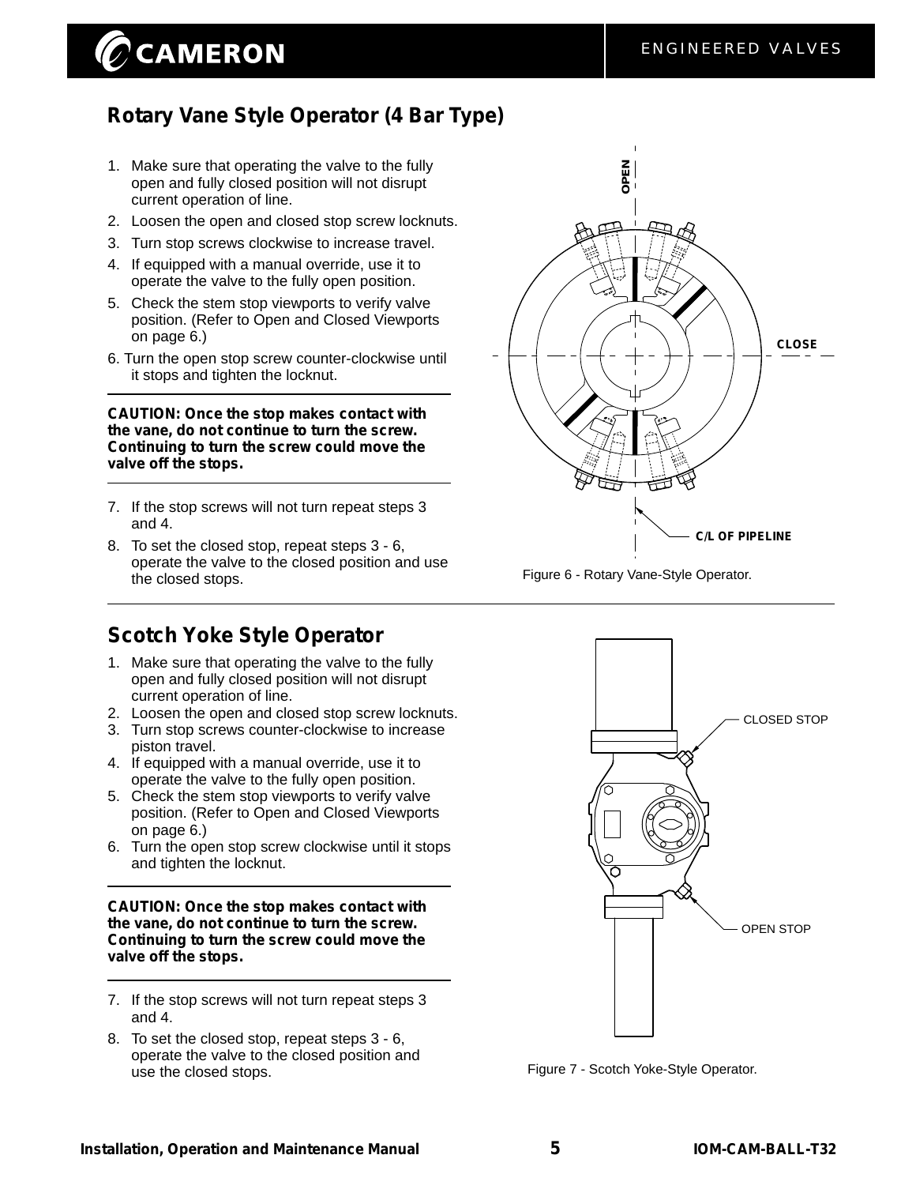## Rotary Vane Style Operator (4 Bar Type)

1. Make sure that operating the valve to the fully open and fully closed position will not disrupt current operation of line.
2. Loosen the open and closed stop screw locknuts.
3. Turn stop screws clockwise to increase travel.
4. If equipped with a manual override, use it to operate the valve to the fully open position.
5. Check the stem stop viewports to verify valve position. (Refer to Open and Closed Viewports on page 6.)
6. Turn the open stop screw counter-clockwise until it stops and tighten the locknut.

**CAUTION: Once the stop makes contact with the vane, do not continue to turn the screw. Continuing to turn the screw could move the valve off the stops.**

7. If the stop screws will not turn repeat steps 3 and 4.
8. To set the closed stop, repeat steps 3 - 6, operate the valve to the closed position and use the closed stops.

OPEN

CLOSE

C/L OF PIPELINE

Figure 6 - Rotary Vane-Style Operator.

## Scotch Yoke Style Operator

1. Make sure that operating the valve to the fully open and fully closed position will not disrupt current operation of line.
2. Loosen the open and closed stop screw locknuts.
3. Turn stop screws counter-clockwise to increase piston travel.
4. If equipped with a manual override, use it to operate the valve to the fully open position.
5. Check the stem stop viewports to verify valve position. (Refer to Open and Closed Viewports on page 6.)
6. Turn the open stop screw clockwise until it stops and tighten the locknut.

**CAUTION: Once the stop makes contact with the vane, do not continue to turn the screw. Continuing to turn the screw could move the valve off the stops.**

7. If the stop screws will not turn repeat steps 3 and 4.
8. To set the closed stop, repeat steps 3 - 6, operate the valve to the closed position and use the closed stops.

CLOSED STOP

OPEN STOP

Figure 7 - Scotch Yoke-Style Operator.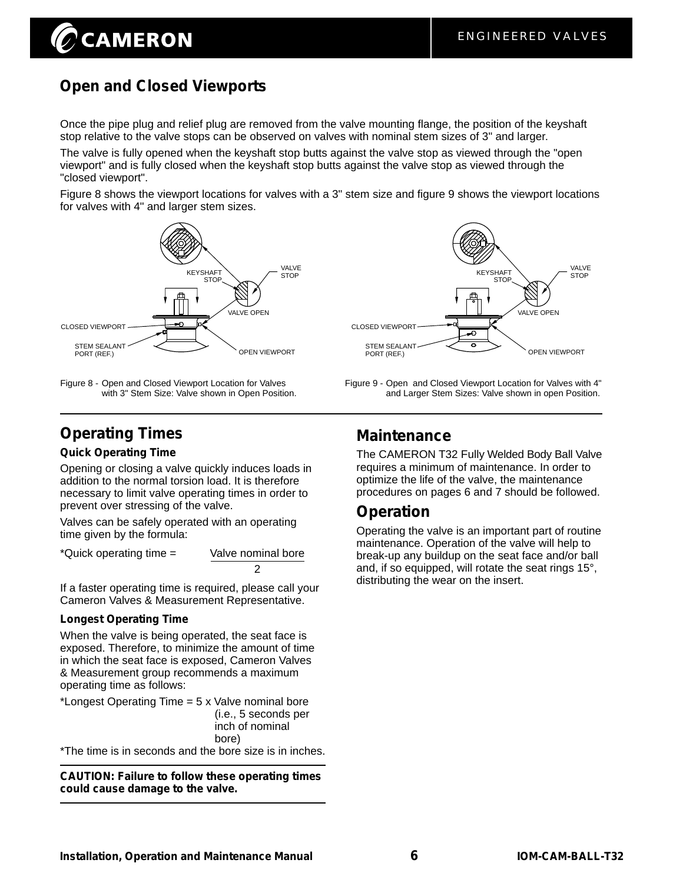## Open and Closed Viewports

Once the pipe plug and relief plug are removed from the valve mounting flange, the position of the keyshaft stop relative to the valve stops can be observed on valves with nominal stem sizes of 3" and larger.

The valve is fully opened when the keyshaft stop butts against the valve stop as viewed through the "open viewport" and is fully closed when the keyshaft stop butts against the valve stop as viewed through the "closed viewport".

Figure 8 shows the viewport locations for valves with a 3" stem size and figure 9 shows the viewport locations for valves with 4" and larger stem sizes.

KEYSHAFT STOP
VALVE STOP
VALVE OPEN
CLOSED VIEWPORT
STEM SEALANT PORT (REF.)
OPEN VIEWPORT

Figure 8 - Open and Closed Viewport Location for Valves with 3" Stem Size: Valve shown in Open Position.

KEYSHAFT STOP
VALVE STOP
VALVE OPEN
CLOSED VIEWPORT
STEM SEALANT PORT (REF.)
OPEN VIEWPORT

Figure 9 - Open and Closed Viewport Location for Valves with 4" and Larger Stem Sizes: Valve shown in open Position.

## Operating Times

### Quick Operating Time

Opening or closing a valve quickly induces loads in addition to the normal torsion load. It is therefore necessary to limit valve operating times in order to prevent over stressing of the valve.

Valves can be safely operated with an operating time given by the formula:

$$\text{*Quick operating time} = \frac{\text{Valve nominal bore}}{2}$$

If a faster operating time is required, please call your Cameron Valves & Measurement Representative.

### Longest Operating Time

When the valve is being operated, the seat face is exposed. Therefore, to minimize the amount of time in which the seat face is exposed, Cameron Valves & Measurement group recommends a maximum operating time as follows:

*Longest Operating Time = 5 x Valve nominal bore (i.e., 5 seconds per inch of nominal bore)

*The time is in seconds and the bore size is in inches.

**CAUTION: Failure to follow these operating times could cause damage to the valve.**

## Maintenance

The CAMERON T32 Fully Welded Body Ball Valve requires a minimum of maintenance. In order to optimize the life of the valve, the maintenance procedures on pages 6 and 7 should be followed.

## Operation

Operating the valve is an important part of routine maintenance. Operation of the valve will help to break-up any buildup on the seat face and/or ball and, if so equipped, will rotate the seat rings 15°, distributing the wear on the insert.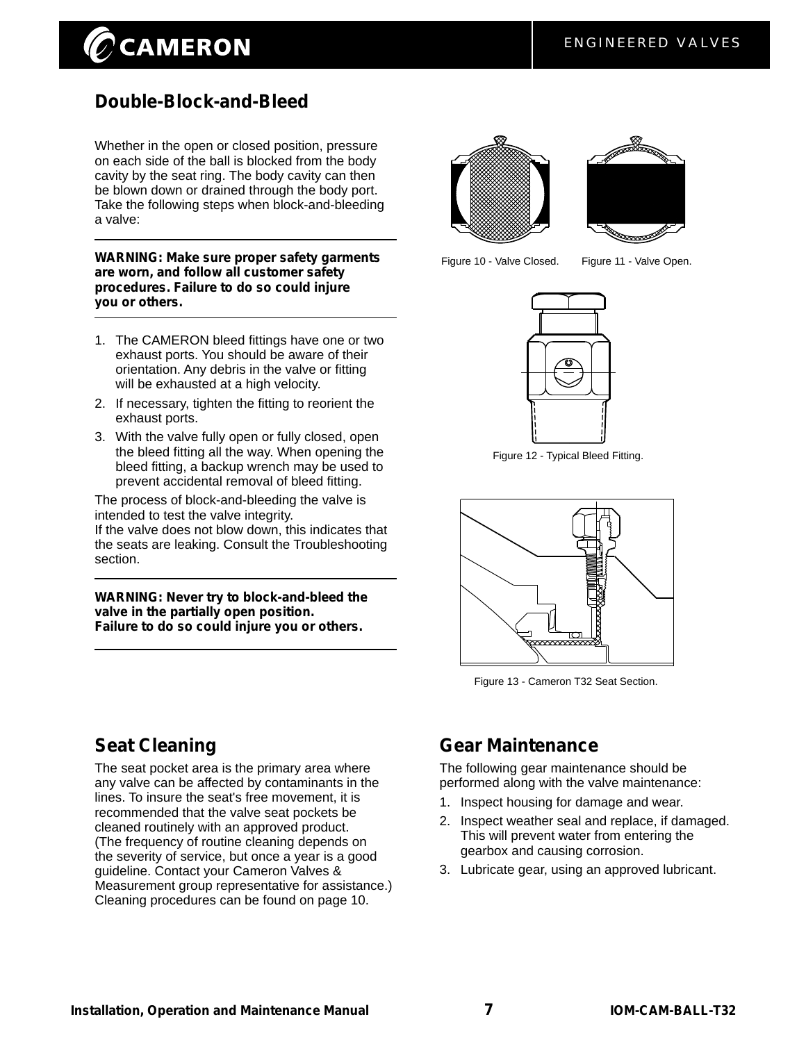## Double-Block-and-Bleed

Whether in the open or closed position, pressure on each side of the ball is blocked from the body cavity by the seat ring. The body cavity can then be blown down or drained through the body port. Take the following steps when block-and-bleeding a valve:

**WARNING: Make sure proper safety garments are worn, and follow all customer safety procedures. Failure to do so could injure you or others.**

1. The CAMERON bleed fittings have one or two exhaust ports. You should be aware of their orientation. Any debris in the valve or fitting will be exhausted at a high velocity.
2. If necessary, tighten the fitting to reorient the exhaust ports.
3. With the valve fully open or fully closed, open the bleed fitting all the way. When opening the bleed fitting, a backup wrench may be used to prevent accidental removal of bleed fitting.

The process of block-and-bleeding the valve is intended to test the valve integrity.
If the valve does not blow down, this indicates that the seats are leaking. Consult the Troubleshooting section.

**WARNING: Never try to block-and-bleed the valve in the partially open position. Failure to do so could injure you or others.**

Figure 10 - Valve Closed.

Figure 11 - Valve Open.

Figure 12 - Typical Bleed Fitting.

Figure 13 - Cameron T32 Seat Section.

## Seat Cleaning

The seat pocket area is the primary area where any valve can be affected by contaminants in the lines. To insure the seat's free movement, it is recommended that the valve seat pockets be cleaned routinely with an approved product. (The frequency of routine cleaning depends on the severity of service, but once a year is a good guideline. Contact your Cameron Valves & Measurement group representative for assistance.) Cleaning procedures can be found on page 10.

## Gear Maintenance

The following gear maintenance should be performed along with the valve maintenance:

1. Inspect housing for damage and wear.
2. Inspect weather seal and replace, if damaged. This will prevent water from entering the gearbox and causing corrosion.
3. Lubricate gear, using an approved lubricant.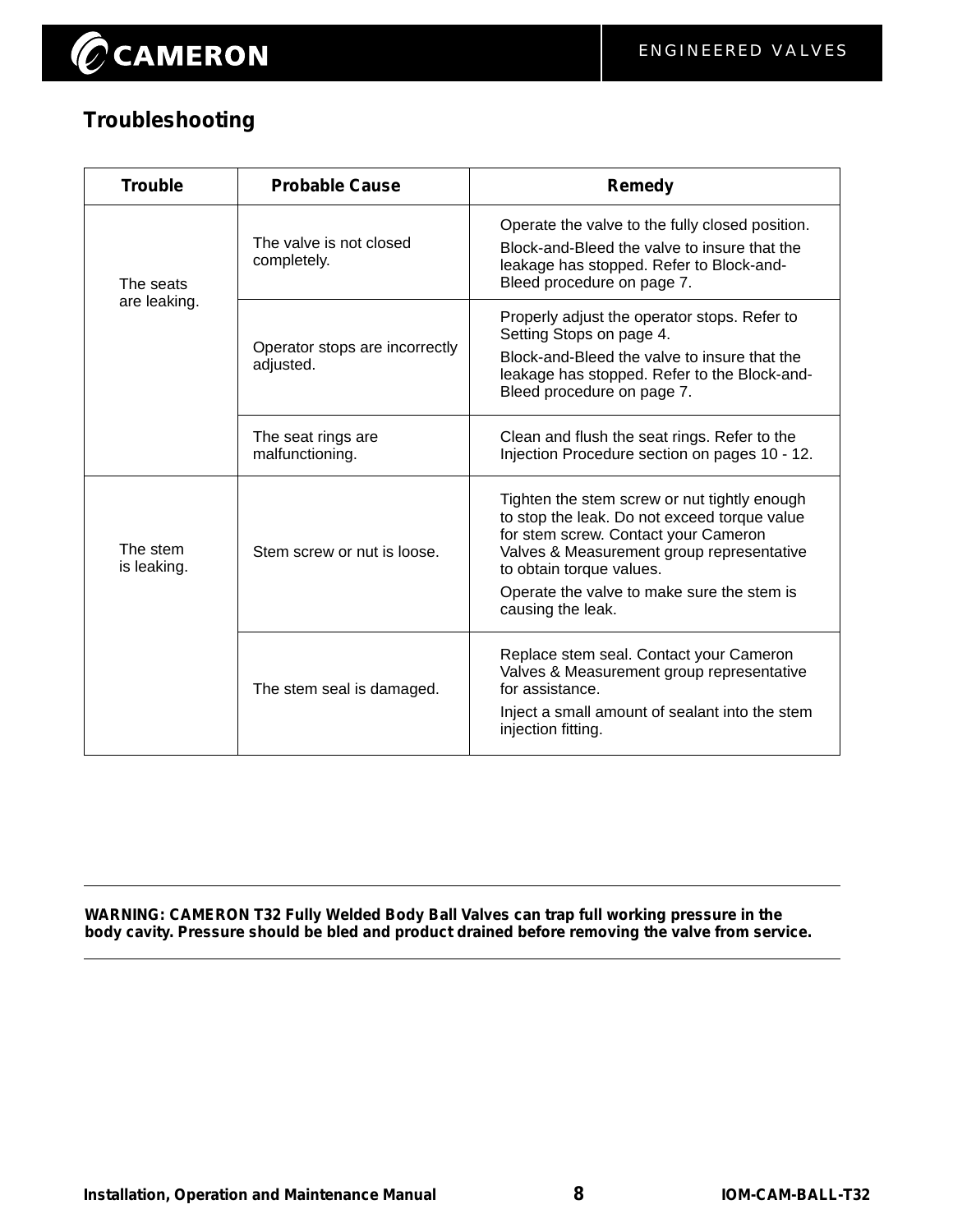## Troubleshooting

| Trouble | Probable Cause | Remedy |
|---|---|---|
| The seats are leaking. | The valve is not closed completely. | Operate the valve to the fully closed position.<br>Block-and-Bleed the valve to insure that the leakage has stopped. Refer to Block-and-Bleed procedure on page 7. |
| | Operator stops are incorrectly adjusted. | Properly adjust the operator stops. Refer to Setting Stops on page 4.<br>Block-and-Bleed the valve to insure that the leakage has stopped. Refer to the Block-and-Bleed procedure on page 7. |
| | The seat rings are malfunctioning. | Clean and flush the seat rings. Refer to the Injection Procedure section on pages 10 - 12. |
| The stem is leaking. | Stem screw or nut is loose. | Tighten the stem screw or nut tightly enough to stop the leak. Do not exceed torque value for stem screw. Contact your Cameron Valves & Measurement group representative to obtain torque values.<br>Operate the valve to make sure the stem is causing the leak. |
| | The stem seal is damaged. | Replace stem seal. Contact your Cameron Valves & Measurement group representative for assistance.<br>Inject a small amount of sealant into the stem injection fitting. |

**WARNING: CAMERON T32 Fully Welded Body Ball Valves can trap full working pressure in the body cavity. Pressure should be bled and product drained before removing the valve from service.**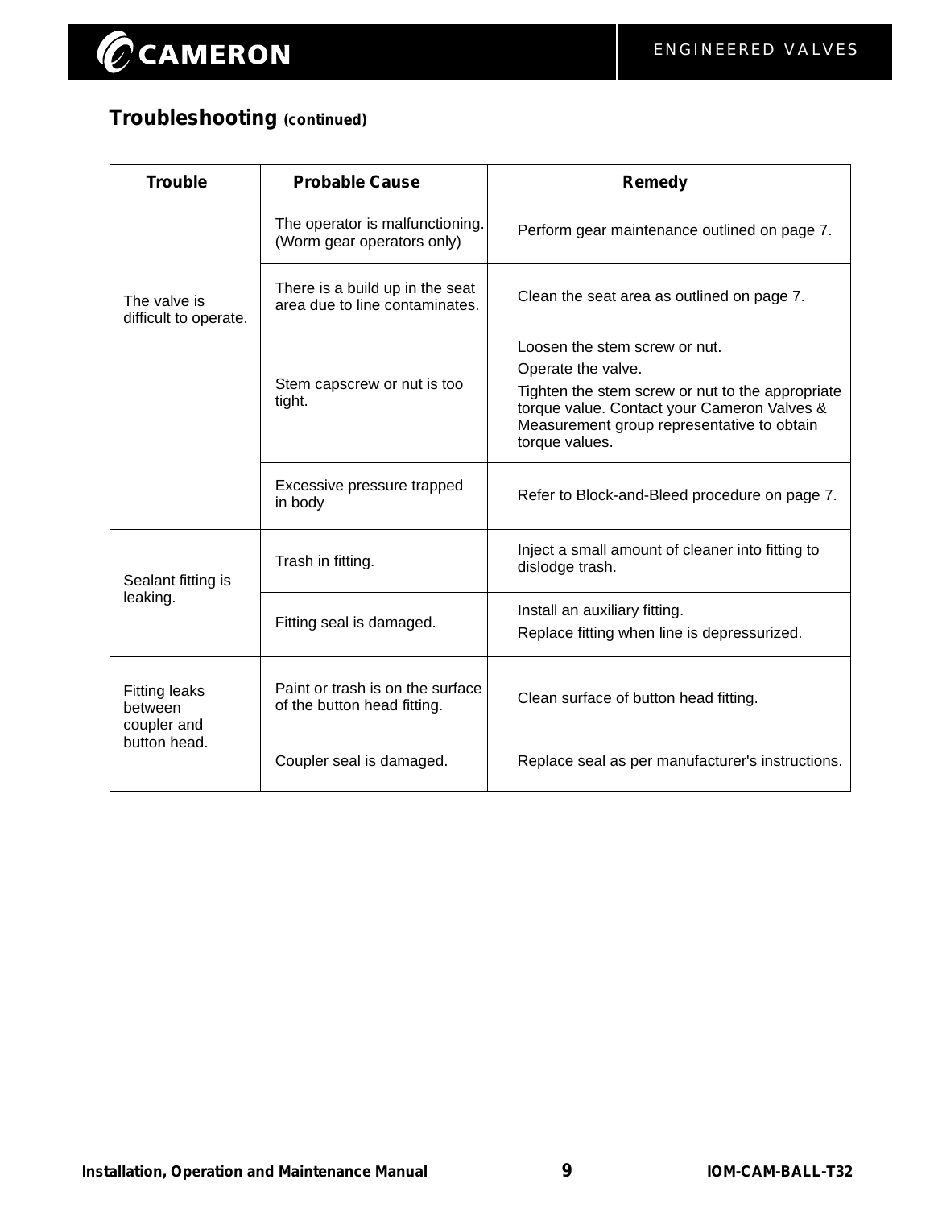## Troubleshooting (continued)

| Trouble | Probable Cause | Remedy |
|---|---|---|
| The valve is difficult to operate. | The operator is malfunctioning. (Worm gear operators only) | Perform gear maintenance outlined on page 7. |
| | There is a build up in the seat area due to line contaminates. | Clean the seat area as outlined on page 7. |
| | Stem capscrew or nut is too tight. | Loosen the stem screw or nut.<br>Operate the valve.<br>Tighten the stem screw or nut to the appropriate torque value. Contact your Cameron Valves & Measurement group representative to obtain torque values. |
| | Excessive pressure trapped in body | Refer to Block-and-Bleed procedure on page 7. |
| Sealant fitting is leaking. | Trash in fitting. | Inject a small amount of cleaner into fitting to dislodge trash. |
| | Fitting seal is damaged. | Install an auxiliary fitting.<br>Replace fitting when line is depressurized. |
| Fitting leaks between coupler and button head. | Paint or trash is on the surface of the button head fitting. | Clean surface of button head fitting. |
| | Coupler seal is damaged. | Replace seal as per manufacturer's instructions. |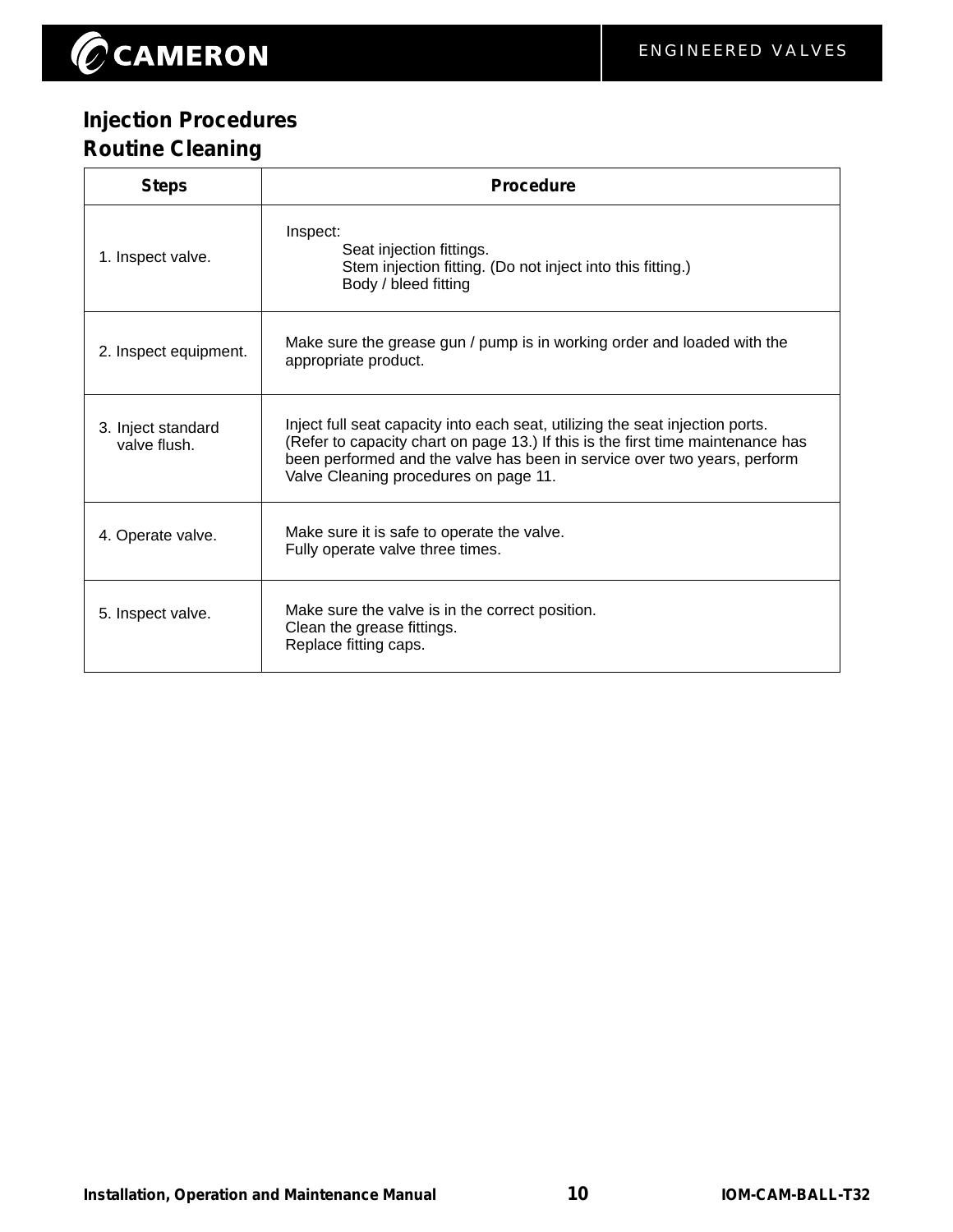## Injection Procedures

## Routine Cleaning

| Steps | Procedure |
|---|---|
| 1. Inspect valve. | Inspect:<br>Seat injection fittings.<br>Stem injection fitting. (Do not inject into this fitting.)<br>Body / bleed fitting |
| 2. Inspect equipment. | Make sure the grease gun / pump is in working order and loaded with the appropriate product. |
| 3. Inject standard valve flush. | Inject full seat capacity into each seat, utilizing the seat injection ports. (Refer to capacity chart on page 13.) If this is the first time maintenance has been performed and the valve has been in service over two years, perform Valve Cleaning procedures on page 11. |
| 4. Operate valve. | Make sure it is safe to operate the valve.<br>Fully operate valve three times. |
| 5. Inspect valve. | Make sure the valve is in the correct position.<br>Clean the grease fittings.<br>Replace fitting caps. |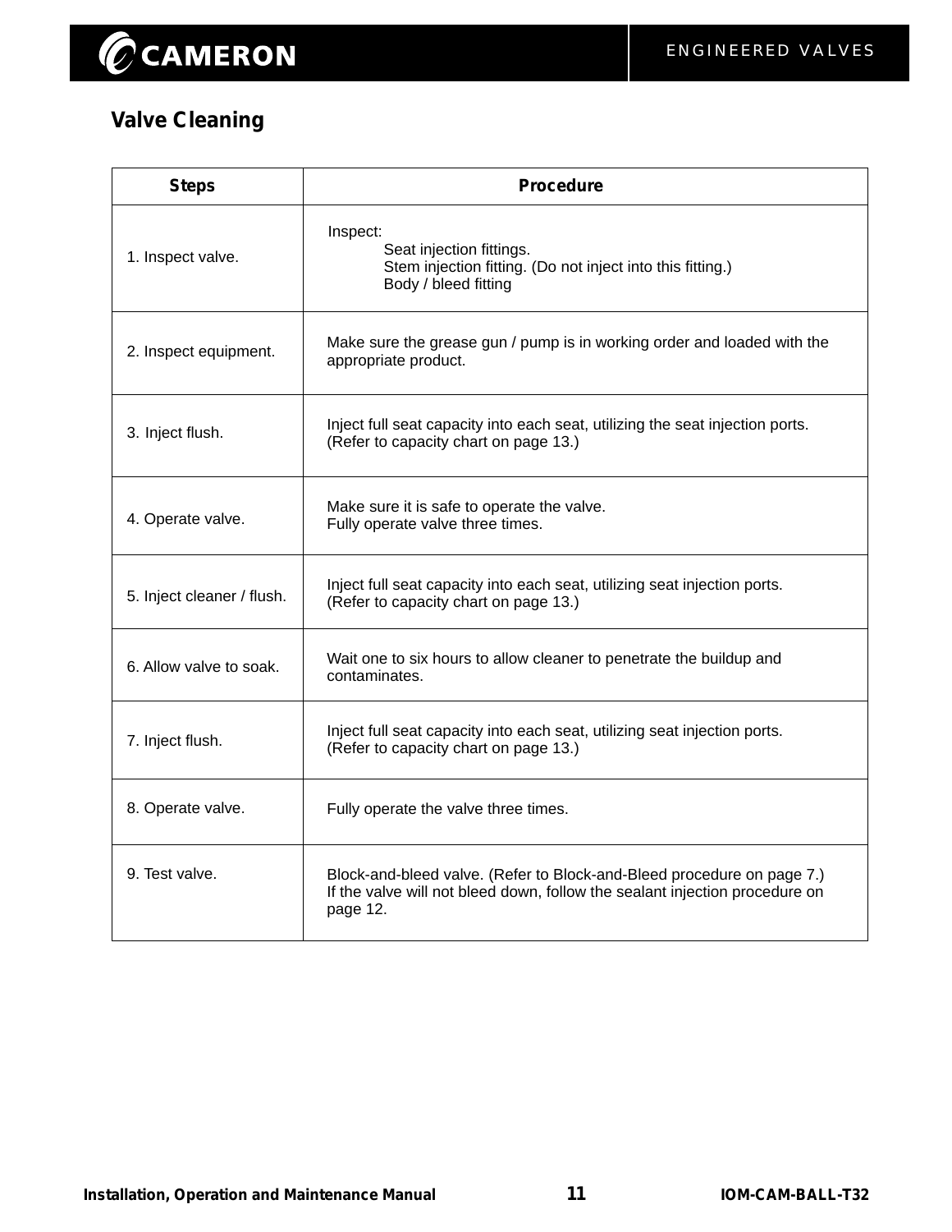## Valve Cleaning

| Steps | Procedure |
|---|---|
| 1. Inspect valve. | Inspect:<br>Seat injection fittings.<br>Stem injection fitting. (Do not inject into this fitting.)<br>Body / bleed fitting |
| 2. Inspect equipment. | Make sure the grease gun / pump is in working order and loaded with the appropriate product. |
| 3. Inject flush. | Inject full seat capacity into each seat, utilizing the seat injection ports. (Refer to capacity chart on page 13.) |
| 4. Operate valve. | Make sure it is safe to operate the valve.<br>Fully operate valve three times. |
| 5. Inject cleaner / flush. | Inject full seat capacity into each seat, utilizing seat injection ports. (Refer to capacity chart on page 13.) |
| 6. Allow valve to soak. | Wait one to six hours to allow cleaner to penetrate the buildup and contaminates. |
| 7. Inject flush. | Inject full seat capacity into each seat, utilizing seat injection ports. (Refer to capacity chart on page 13.) |
| 8. Operate valve. | Fully operate the valve three times. |
| 9. Test valve. | Block-and-bleed valve. (Refer to Block-and-Bleed procedure on page 7.)<br>If the valve will not bleed down, follow the sealant injection procedure on page 12. |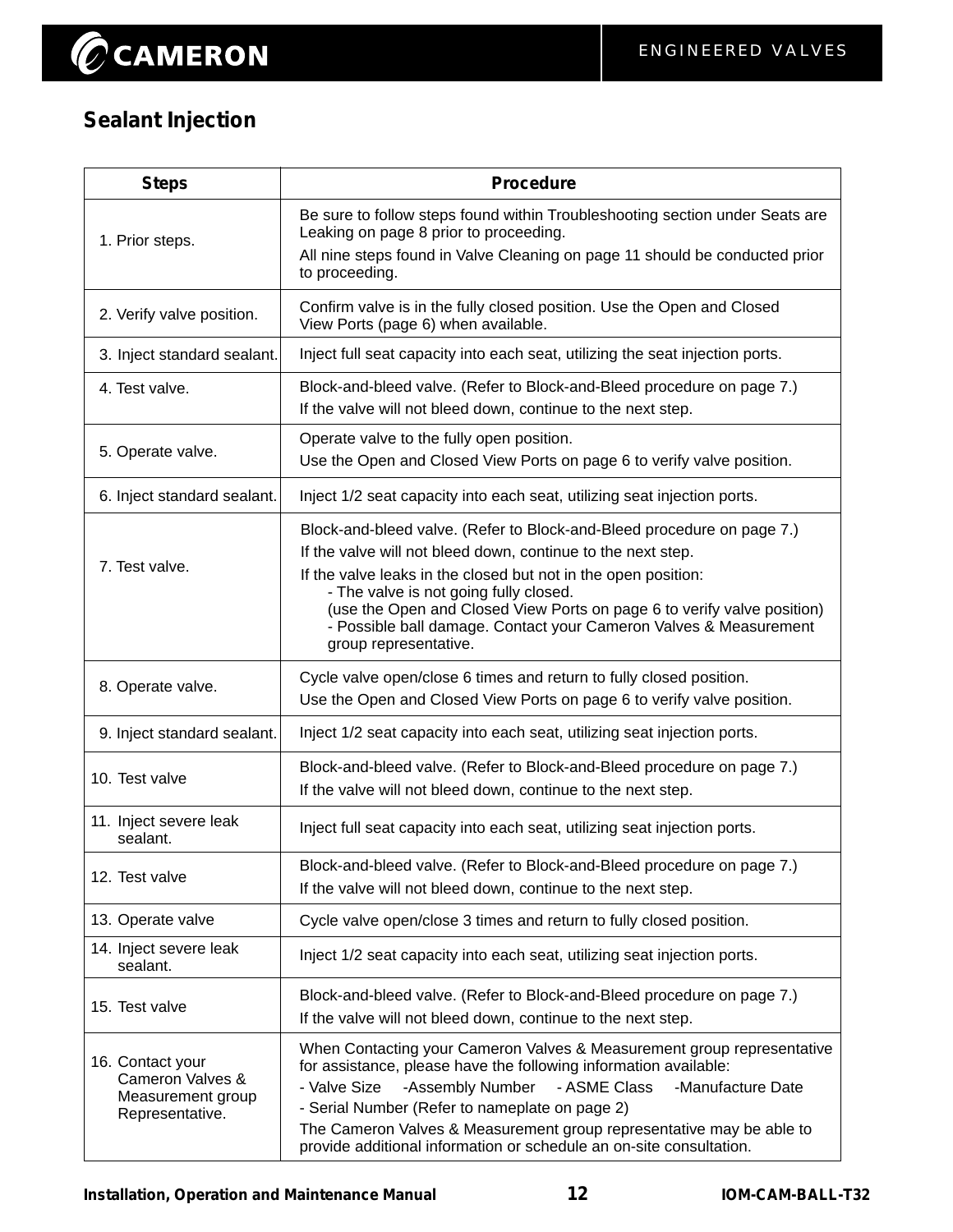## Sealant Injection

| Steps | Procedure |
|---|---|
| 1. Prior steps. | Be sure to follow steps found within Troubleshooting section under Seats are Leaking on page 8 prior to proceeding.<br>All nine steps found in Valve Cleaning on page 11 should be conducted prior to proceeding. |
| 2. Verify valve position. | Confirm valve is in the fully closed position. Use the Open and Closed View Ports (page 6) when available. |
| 3. Inject standard sealant. | Inject full seat capacity into each seat, utilizing the seat injection ports. |
| 4. Test valve. | Block-and-bleed valve. (Refer to Block-and-Bleed procedure on page 7.)<br>If the valve will not bleed down, continue to the next step. |
| 5. Operate valve. | Operate valve to the fully open position.<br>Use the Open and Closed View Ports on page 6 to verify valve position. |
| 6. Inject standard sealant. | Inject 1/2 seat capacity into each seat, utilizing seat injection ports. |
| 7. Test valve. | Block-and-bleed valve. (Refer to Block-and-Bleed procedure on page 7.)<br>If the valve will not bleed down, continue to the next step.<br>If the valve leaks in the closed but not in the open position:<br>- The valve is not going fully closed.<br>(use the Open and Closed View Ports on page 6 to verify valve position)<br>- Possible ball damage. Contact your Cameron Valves & Measurement group representative. |
| 8. Operate valve. | Cycle valve open/close 6 times and return to fully closed position.<br>Use the Open and Closed View Ports on page 6 to verify valve position. |
| 9. Inject standard sealant. | Inject 1/2 seat capacity into each seat, utilizing seat injection ports. |
| 10. Test valve | Block-and-bleed valve. (Refer to Block-and-Bleed procedure on page 7.)<br>If the valve will not bleed down, continue to the next step. |
| 11. Inject severe leak sealant. | Inject full seat capacity into each seat, utilizing seat injection ports. |
| 12. Test valve | Block-and-bleed valve. (Refer to Block-and-Bleed procedure on page 7.)<br>If the valve will not bleed down, continue to the next step. |
| 13. Operate valve | Cycle valve open/close 3 times and return to fully closed position. |
| 14. Inject severe leak sealant. | Inject 1/2 seat capacity into each seat, utilizing seat injection ports. |
| 15. Test valve | Block-and-bleed valve. (Refer to Block-and-Bleed procedure on page 7.)<br>If the valve will not bleed down, continue to the next step. |
| 16. Contact your Cameron Valves & Measurement group Representative. | When Contacting your Cameron Valves & Measurement group representative for assistance, please have the following information available:<br>- Valve Size -Assembly Number - ASME Class -Manufacture Date<br>- Serial Number (Refer to nameplate on page 2)<br>The Cameron Valves & Measurement group representative may be able to provide additional information or schedule an on-site consultation. |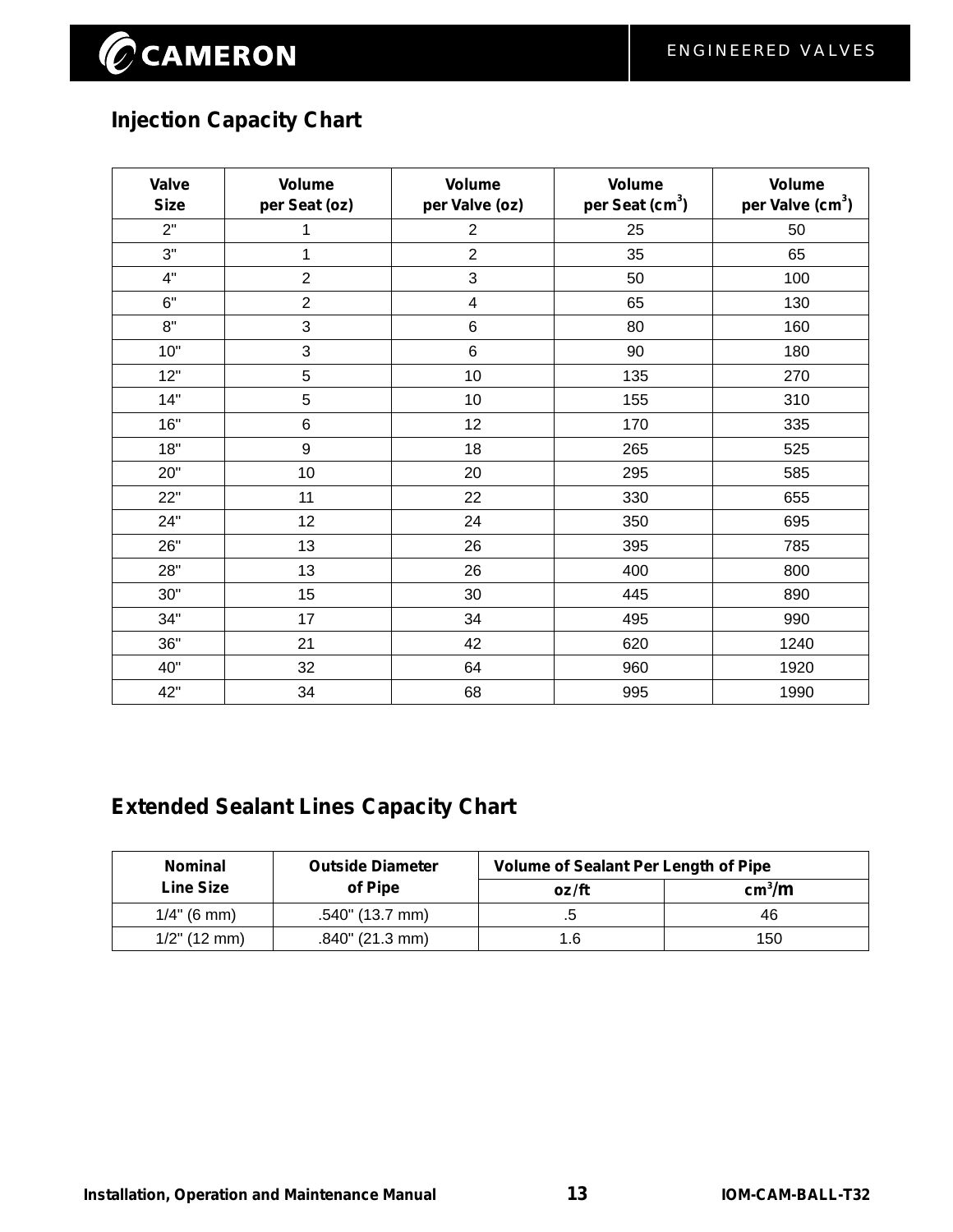## Injection Capacity Chart

| Valve Size | Volume per Seat (oz) | Volume per Valve (oz) | Volume per Seat ($cm^3$) | Volume per Valve ($cm^3$) |
|---|---|---|---|---|
| 2" | 1 | 2 | 25 | 50 |
| 3" | 1 | 2 | 35 | 65 |
| 4" | 2 | 3 | 50 | 100 |
| 6" | 2 | 4 | 65 | 130 |
| 8" | 3 | 6 | 80 | 160 |
| 10" | 3 | 6 | 90 | 180 |
| 12" | 5 | 10 | 135 | 270 |
| 14" | 5 | 10 | 155 | 310 |
| 16" | 6 | 12 | 170 | 335 |
| 18" | 9 | 18 | 265 | 525 |
| 20" | 10 | 20 | 295 | 585 |
| 22" | 11 | 22 | 330 | 655 |
| 24" | 12 | 24 | 350 | 695 |
| 26" | 13 | 26 | 395 | 785 |
| 28" | 13 | 26 | 400 | 800 |
| 30" | 15 | 30 | 445 | 890 |
| 34" | 17 | 34 | 495 | 990 |
| 36" | 21 | 42 | 620 | 1240 |
| 40" | 32 | 64 | 960 | 1920 |
| 42" | 34 | 68 | 995 | 1990 |

## Extended Sealant Lines Capacity Chart

| Nominal Line Size | Outside Diameter of Pipe | Volume of Sealant Per Length of Pipe | |
|---|---|---|---|
| | | oz/ft | $cm^3/m$ |
| 1/4" (6 mm) | .540" (13.7 mm) | .5 | 46 |
| 1/2" (12 mm) | .840" (21.3 mm) | 1.6 | 150 |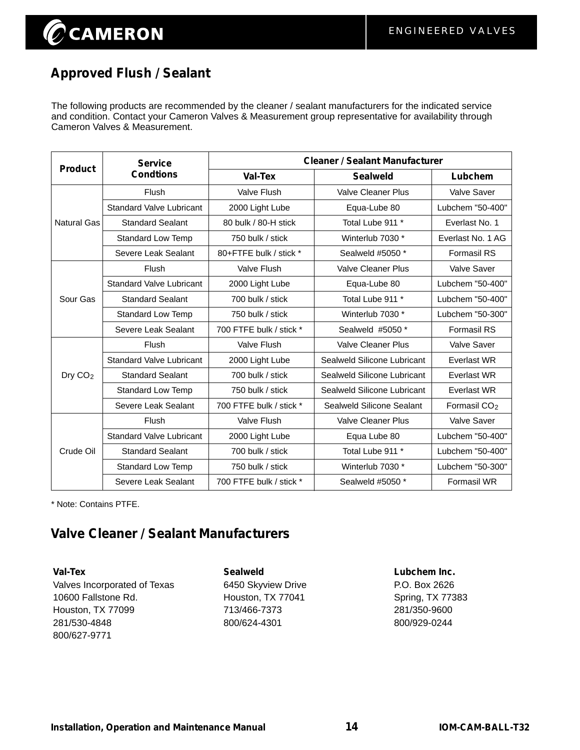## Approved Flush / Sealant

The following products are recommended by the cleaner / sealant manufacturers for the indicated service and condition. Contact your Cameron Valves & Measurement group representative for availability through Cameron Valves & Measurement.

| Product | Service Condtions | Cleaner / Sealant Manufacturer | | |
|---|---|---|---|---|
| | | Val-Tex | Sealweld | Lubchem |
| Natural Gas | Flush | Valve Flush | Valve Cleaner Plus | Valve Saver |
| | Standard Valve Lubricant | 2000 Light Lube | Equa-Lube 80 | Lubchem "50-400" |
| | Standard Sealant | 80 bulk / 80-H stick | Total Lube 911 * | Everlast No. 1 |
| | Standard Low Temp | 750 bulk / stick | Winterlub 7030 * | Everlast No. 1 AG |
| | Severe Leak Sealant | 80+FTFE bulk / stick * | Sealweld #5050 * | Formasil RS |
| Sour Gas | Flush | Valve Flush | Valve Cleaner Plus | Valve Saver |
| | Standard Valve Lubricant | 2000 Light Lube | Equa-Lube 80 | Lubchem "50-400" |
| | Standard Sealant | 700 bulk / stick | Total Lube 911 * | Lubchem "50-400" |
| | Standard Low Temp | 750 bulk / stick | Winterlub 7030 * | Lubchem "50-300" |
| | Severe Leak Sealant | 700 FTFE bulk / stick * | Sealweld #5050 * | Formasil RS |
| Dry $CO_2$ | Flush | Valve Flush | Valve Cleaner Plus | Valve Saver |
| | Standard Valve Lubricant | 2000 Light Lube | Sealweld Silicone Lubricant | Everlast WR |
| | Standard Sealant | 700 bulk / stick | Sealweld Silicone Lubricant | Everlast WR |
| | Standard Low Temp | 750 bulk / stick | Sealweld Silicone Lubricant | Everlast WR |
| | Severe Leak Sealant | 700 FTFE bulk / stick * | Sealweld Silicone Sealant | Formasil $CO_2$ |
| Crude Oil | Flush | Valve Flush | Valve Cleaner Plus | Valve Saver |
| | Standard Valve Lubricant | 2000 Light Lube | Equa Lube 80 | Lubchem "50-400" |
| | Standard Sealant | 700 bulk / stick | Total Lube 911 * | Lubchem "50-400" |
| | Standard Low Temp | 750 bulk / stick | Winterlub 7030 * | Lubchem "50-300" |
| | Severe Leak Sealant | 700 FTFE bulk / stick * | Sealweld #5050 * | Formasil WR |

* Note: Contains PTFE.

## Valve Cleaner / Sealant Manufacturers

**Val-Tex**
Valves Incorporated of Texas
10600 Fallstone Rd.
Houston, TX 77099
281/530-4848
800/627-9771

**Sealweld**
6450 Skyview Drive
Houston, TX 77041
713/466-7373
800/624-4301

**Lubchem Inc.**
P.O. Box 2626
Spring, TX 77383
281/350-9600
800/929-0244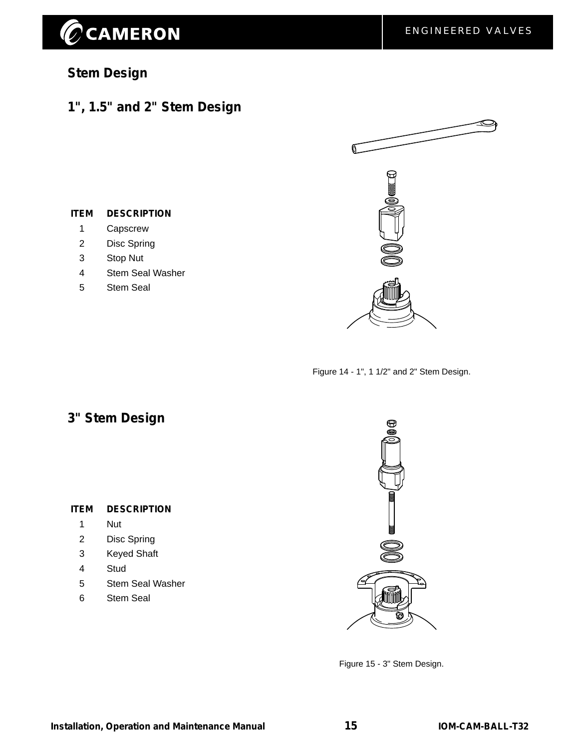## Stem Design

### 1", 1.5" and 2" Stem Design

| ITEM | DESCRIPTION |
|---|---|
| 1 | Capscrew |
| 2 | Disc Spring |
| 3 | Stop Nut |
| 4 | Stem Seal Washer |
| 5 | Stem Seal |

Figure 14 - 1", 1 1/2" and 2" Stem Design.

### 3" Stem Design

| ITEM | DESCRIPTION |
|---|---|
| 1 | Nut |
| 2 | Disc Spring |
| 3 | Keyed Shaft |
| 4 | Stud |
| 5 | Stem Seal Washer |
| 6 | Stem Seal |

Figure 15 - 3" Stem Design.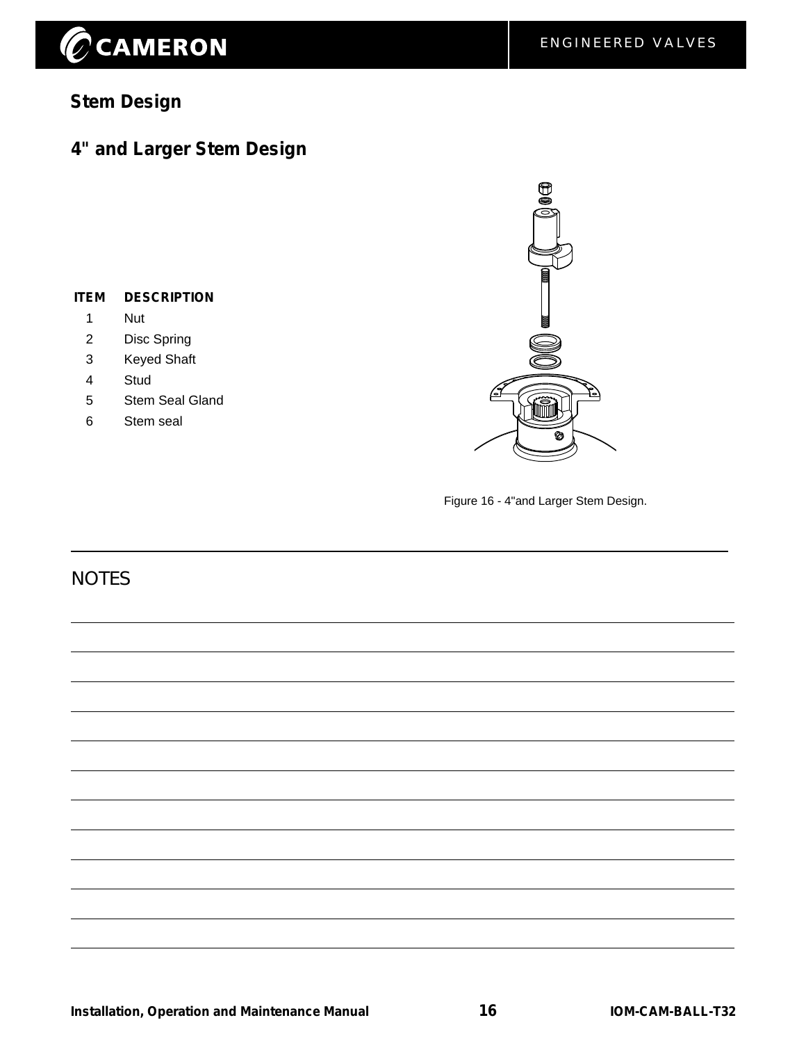## Stem Design

## 4" and Larger Stem Design

| ITEM | DESCRIPTION |
|---|---|
| 1 | Nut |
| 2 | Disc Spring |
| 3 | Keyed Shaft |
| 4 | Stud |
| 5 | Stem Seal Gland |
| 6 | Stem seal |

Figure 16 - 4"and Larger Stem Design.

NOTES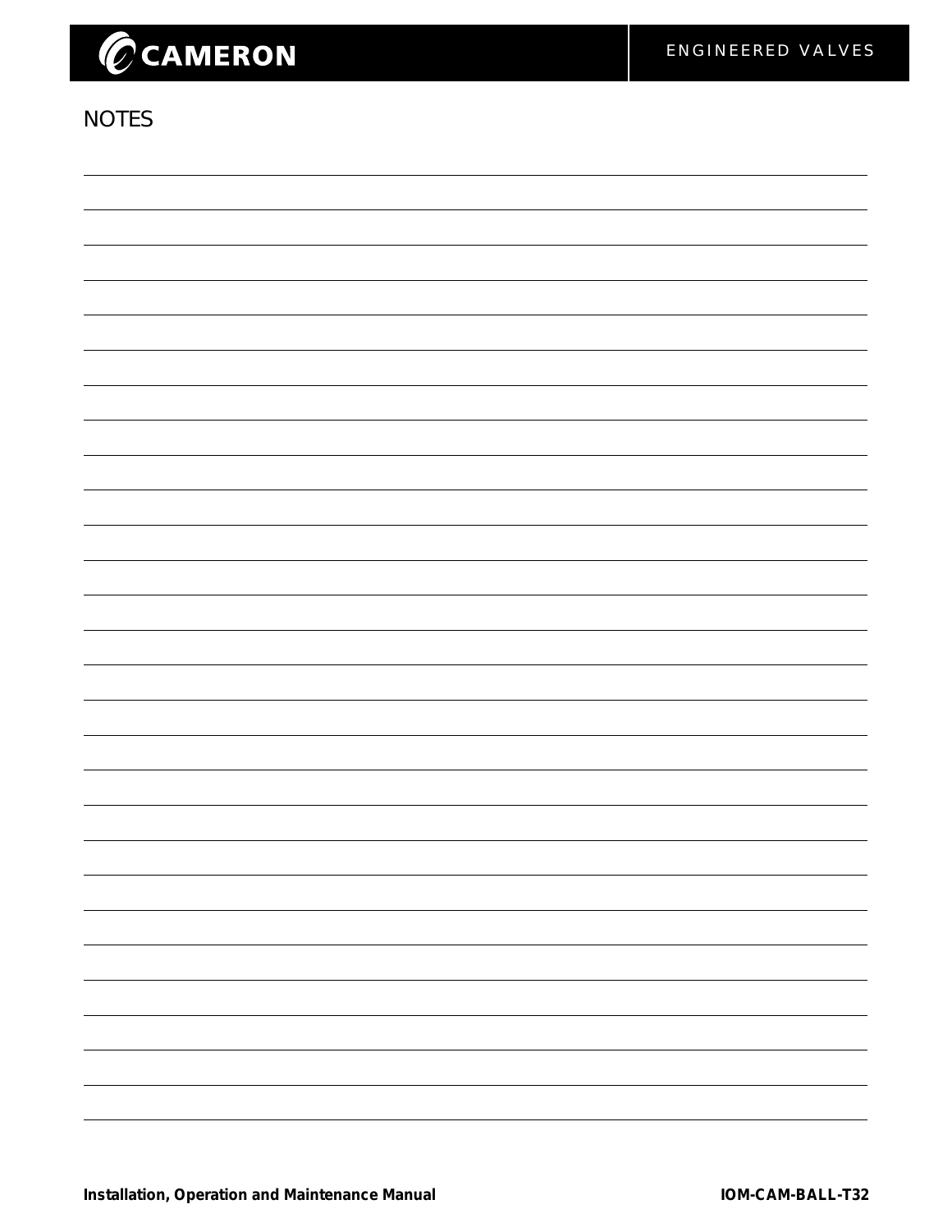# NOTES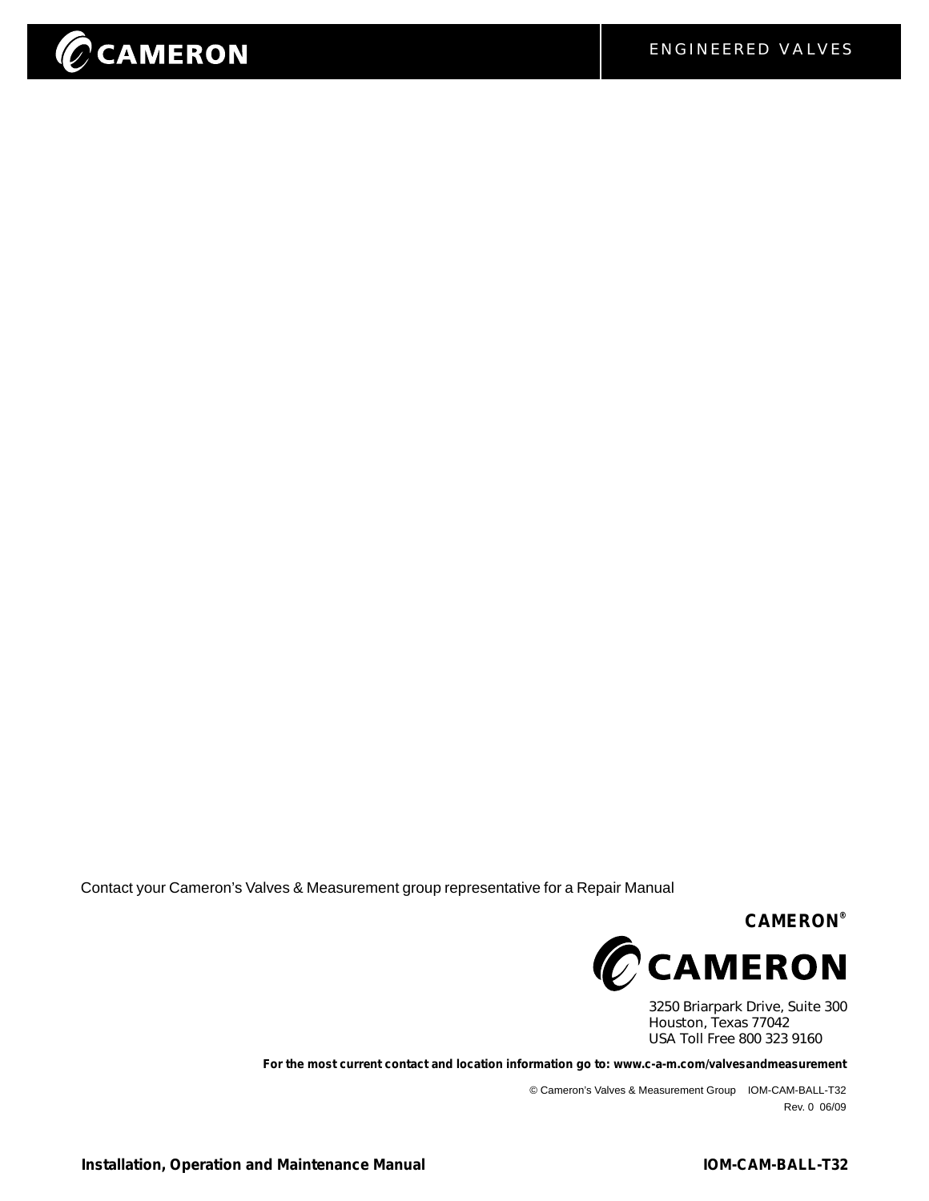Contact your Cameron's Valves & Measurement group representative for a Repair Manual

**CAMERON®**

3250 Briarpark Drive, Suite 300
Houston, Texas 77042
USA Toll Free 800 323 9160

**For the most current contact and location information go to: www.c-a-m.com/valvesandmeasurement**

© Cameron's Valves & Measurement Group IOM-CAM-BALL-T32
Rev. 0 06/09